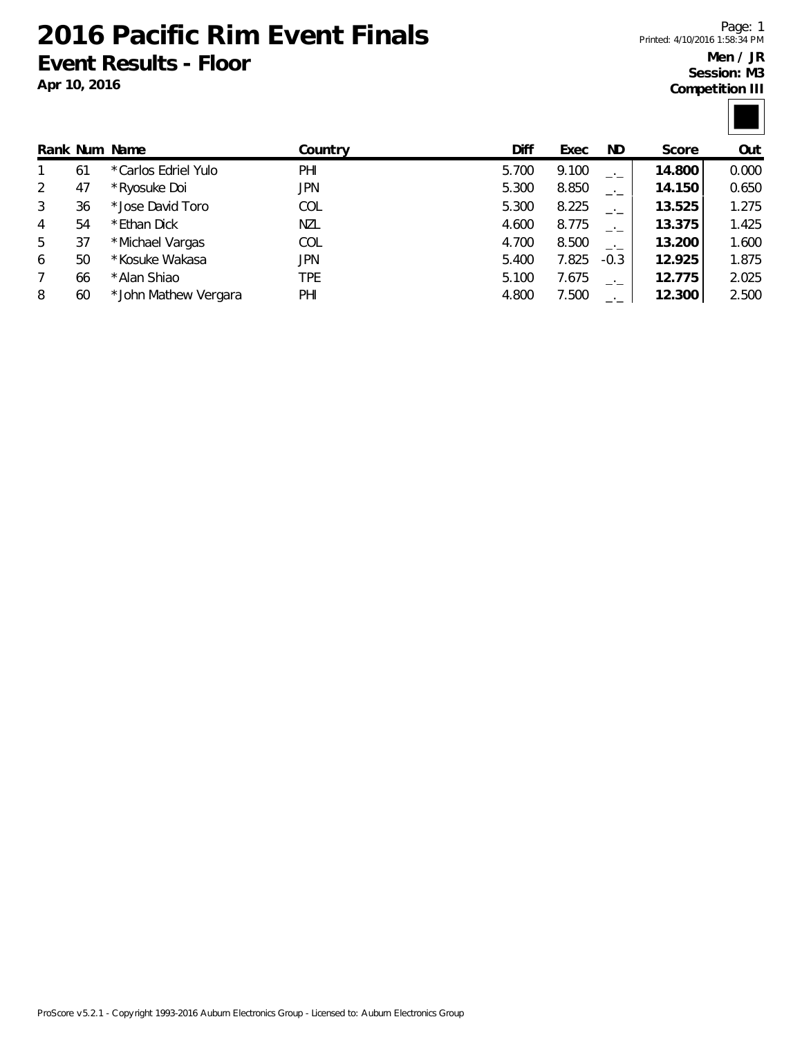# 2016 Pacific Rim Event Finals

## Event Results - Floor

**Apr 10, 2016**

Printed: 4/10/2016 1:58:34 PM

**Men / JR**
**Session: M3**
**Competition III**

| Rank | Num | Name | Country | Diff | Exec | ND | Score | Out |
|---|---|---|---|---|---|---|---|---|
| 1 | 61 | *Carlos Edriel Yulo | PHI | 5.700 | 9.100 | _._ | **14.800** | 0.000 |
| 2 | 47 | *Ryosuke Doi | JPN | 5.300 | 8.850 | _._ | **14.150** | 0.650 |
| 3 | 36 | *Jose David Toro | COL | 5.300 | 8.225 | _._ | **13.525** | 1.275 |
| 4 | 54 | *Ethan Dick | NZL | 4.600 | 8.775 | _._ | **13.375** | 1.425 |
| 5 | 37 | *Michael Vargas | COL | 4.700 | 8.500 | _._ | **13.200** | 1.600 |
| 6 | 50 | *Kosuke Wakasa | JPN | 5.400 | 7.825 | -0.3 | **12.925** | 1.875 |
| 7 | 66 | *Alan Shiao | TPE | 5.100 | 7.675 | _._ | **12.775** | 2.025 |
| 8 | 60 | *John Mathew Vergara | PHI | 4.800 | 7.500 | _._ | **12.300** | 2.500 |

ProScore v5.2.1 - Copyright 1993-2016 Auburn Electronics Group - Licensed to: Auburn Electronics Group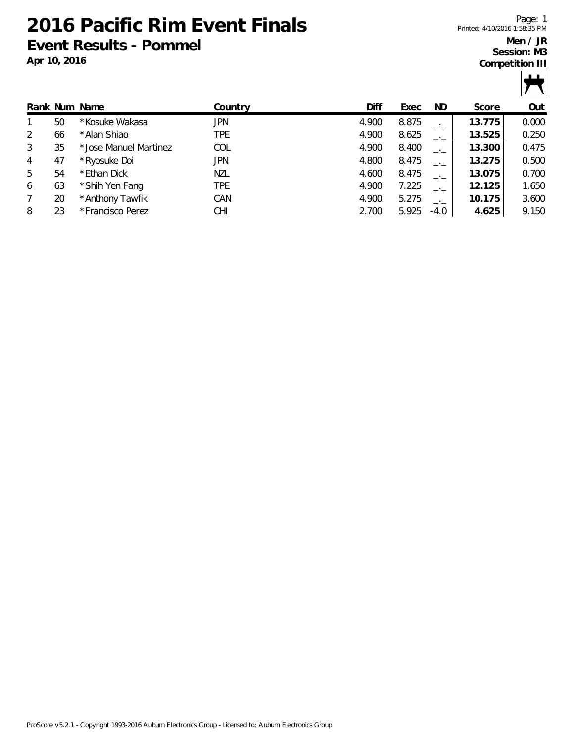# 2016 Pacific Rim Event Finals

## Event Results - Pommel

**Apr 10, 2016**

**Men / JR**
**Session: M3**
**Competition III**

| Rank | Num | Name | Country | Diff | Exec | ND | Score | Out |
|---|---|---|---|---|---|---|---|---|
| 1 | 50 | *Kosuke Wakasa | JPN | 4.900 | 8.875 | _._ | **13.775** | 0.000 |
| 2 | 66 | *Alan Shiao | TPE | 4.900 | 8.625 | _._ | **13.525** | 0.250 |
| 3 | 35 | *Jose Manuel Martinez | COL | 4.900 | 8.400 | _._ | **13.300** | 0.475 |
| 4 | 47 | *Ryosuke Doi | JPN | 4.800 | 8.475 | _._ | **13.275** | 0.500 |
| 5 | 54 | *Ethan Dick | NZL | 4.600 | 8.475 | _._ | **13.075** | 0.700 |
| 6 | 63 | *Shih Yen Fang | TPE | 4.900 | 7.225 | _._ | **12.125** | 1.650 |
| 7 | 20 | *Anthony Tawfik | CAN | 4.900 | 5.275 | _._ | **10.175** | 3.600 |
| 8 | 23 | *Francisco Perez | CHI | 2.700 | 5.925 | -4.0 | **4.625** | 9.150 |

ProScore v5.2.1 - Copyright 1993-2016 Auburn Electronics Group - Licensed to: Auburn Electronics Group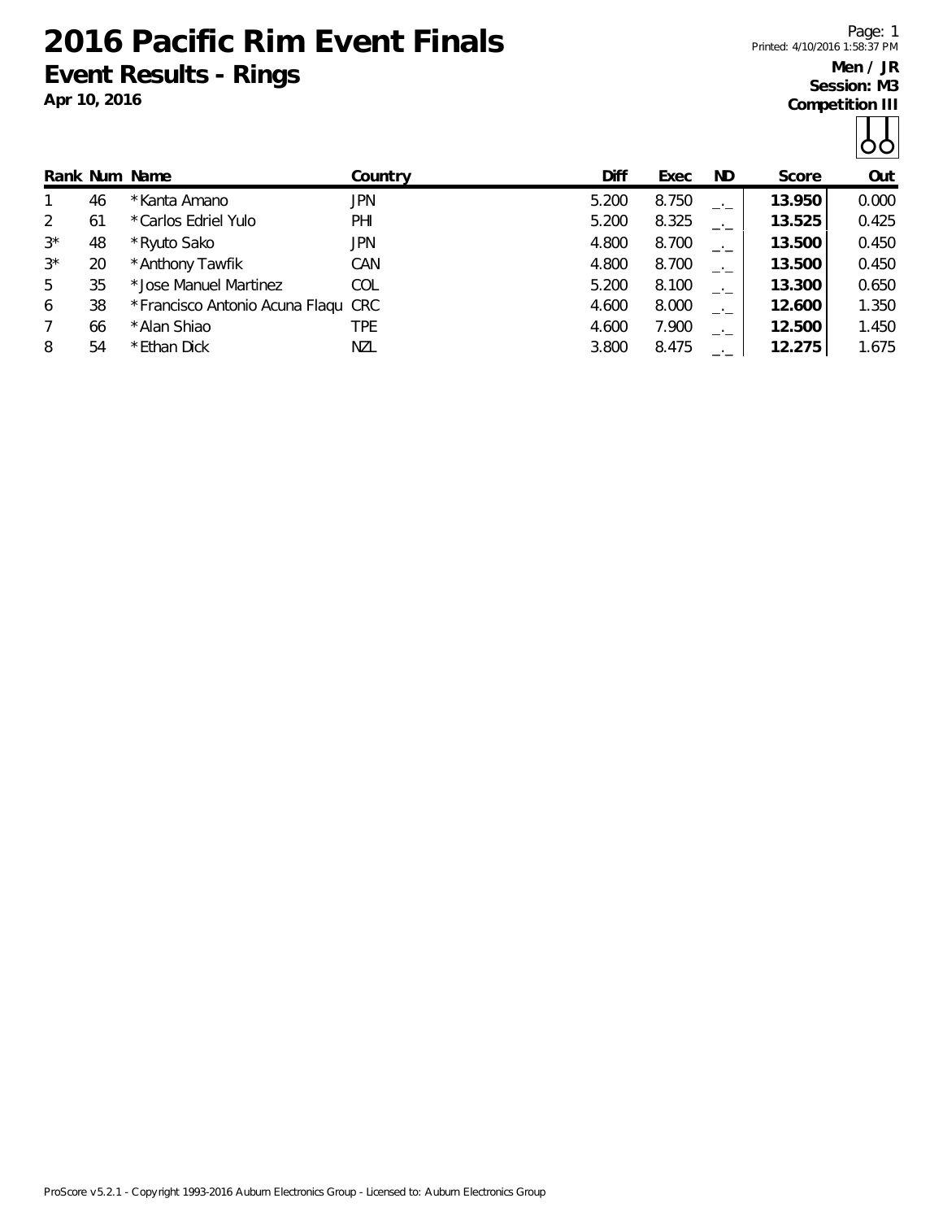# 2016 Pacific Rim Event Finals

## Event Results - Rings

**Apr 10, 2016**

Printed: 4/10/2016 1:58:37 PM

**Men / JR**
**Session: M3**
**Competition III**

| Rank | Num | Name | Country | Diff | Exec | ND | Score | Out |
|---|---|---|---|---|---|---|---|---|
| 1 | 46 | *Kanta Amano | JPN | 5.200 | 8.750 | _._ | **13.950** | 0.000 |
| 2 | 61 | *Carlos Edriel Yulo | PHI | 5.200 | 8.325 | _._ | **13.525** | 0.425 |
| 3* | 48 | *Ryuto Sako | JPN | 4.800 | 8.700 | _._ | **13.500** | 0.450 |
| 3* | 20 | *Anthony Tawfik | CAN | 4.800 | 8.700 | _._ | **13.500** | 0.450 |
| 5 | 35 | *Jose Manuel Martinez | COL | 5.200 | 8.100 | _._ | **13.300** | 0.650 |
| 6 | 38 | *Francisco Antonio Acuna Flaqu | CRC | 4.600 | 8.000 | _._ | **12.600** | 1.350 |
| 7 | 66 | *Alan Shiao | TPE | 4.600 | 7.900 | _._ | **12.500** | 1.450 |
| 8 | 54 | *Ethan Dick | NZL | 3.800 | 8.475 | _._ | **12.275** | 1.675 |

ProScore v5.2.1 - Copyright 1993-2016 Auburn Electronics Group - Licensed to: Auburn Electronics Group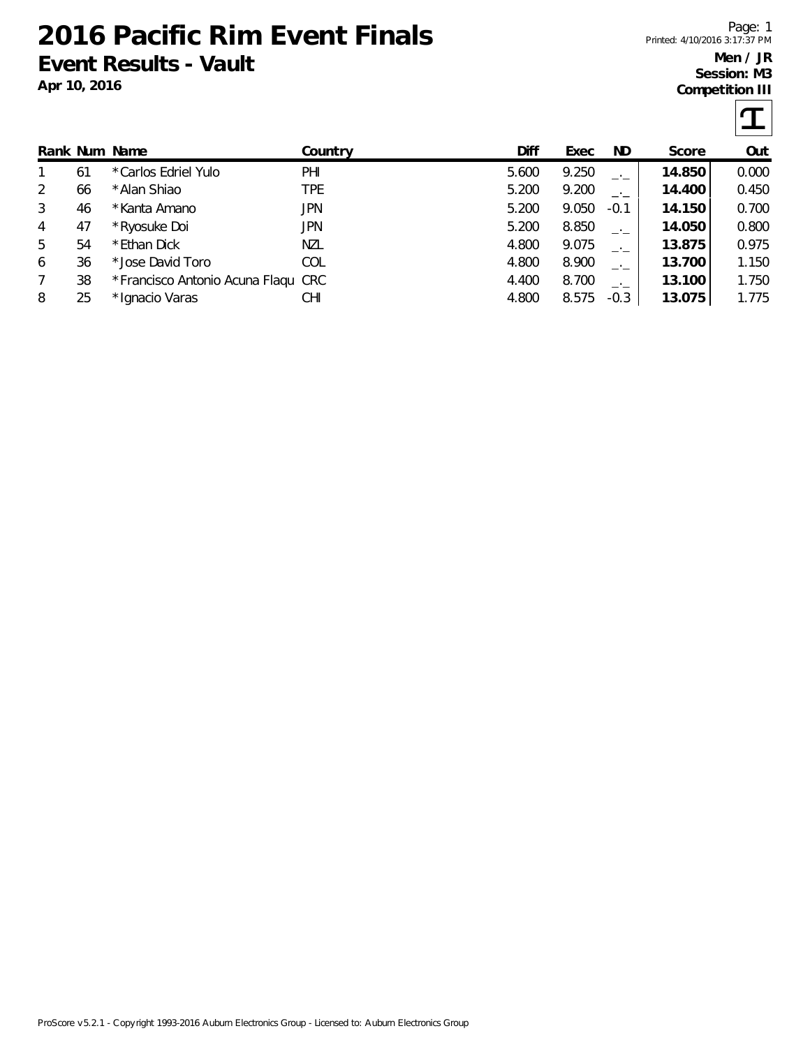# 2016 Pacific Rim Event Finals

## Event Results - Vault

**Apr 10, 2016**

Printed: 4/10/2016 3:17:37 PM

**Men / JR**
**Session: M3**
**Competition III**

| Rank | Num | Name | Country | Diff | Exec | ND | Score | Out |
|---|---|---|---|---|---|---|---|---|
| 1 | 61 | *Carlos Edriel Yulo | PHI | 5.600 | 9.250 | _._ | **14.850** | 0.000 |
| 2 | 66 | *Alan Shiao | TPE | 5.200 | 9.200 | _._ | **14.400** | 0.450 |
| 3 | 46 | *Kanta Amano | JPN | 5.200 | 9.050 | -0.1 | **14.150** | 0.700 |
| 4 | 47 | *Ryosuke Doi | JPN | 5.200 | 8.850 | _._ | **14.050** | 0.800 |
| 5 | 54 | *Ethan Dick | NZL | 4.800 | 9.075 | _._ | **13.875** | 0.975 |
| 6 | 36 | *Jose David Toro | COL | 4.800 | 8.900 | _._ | **13.700** | 1.150 |
| 7 | 38 | *Francisco Antonio Acuna Flaqu | CRC | 4.400 | 8.700 | _._ | **13.100** | 1.750 |
| 8 | 25 | *Ignacio Varas | CHI | 4.800 | 8.575 | -0.3 | **13.075** | 1.775 |

ProScore v5.2.1 - Copyright 1993-2016 Auburn Electronics Group - Licensed to: Auburn Electronics Group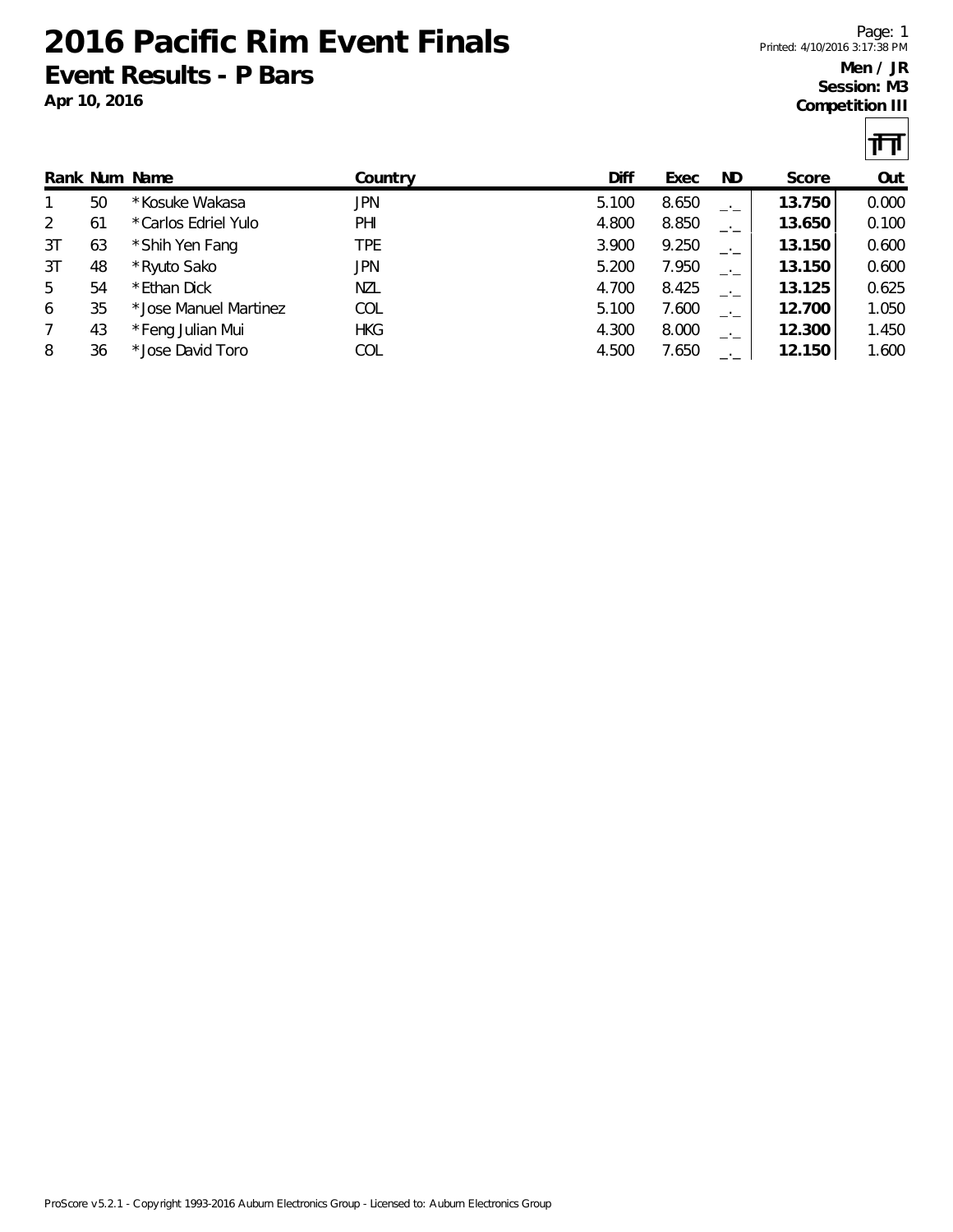# 2016 Pacific Rim Event Finals

## Event Results - P Bars

**Apr 10, 2016**

Page: 1
Printed: 4/10/2016 3:17:38 PM

**Men / JR**
**Session: M3**
**Competition III**

| Rank | Num | Name | Country | Diff | Exec | ND | Score | Out |
|---|---|---|---|---|---|---|---|---|
| 1 | 50 | *Kosuke Wakasa | JPN | 5.100 | 8.650 | _._ | **13.750** | 0.000 |
| 2 | 61 | *Carlos Edriel Yulo | PHI | 4.800 | 8.850 | _._ | **13.650** | 0.100 |
| 3T | 63 | *Shih Yen Fang | TPE | 3.900 | 9.250 | _._ | **13.150** | 0.600 |
| 3T | 48 | *Ryuto Sako | JPN | 5.200 | 7.950 | _._ | **13.150** | 0.600 |
| 5 | 54 | *Ethan Dick | NZL | 4.700 | 8.425 | _._ | **13.125** | 0.625 |
| 6 | 35 | *Jose Manuel Martinez | COL | 5.100 | 7.600 | _._ | **12.700** | 1.050 |
| 7 | 43 | *Feng Julian Mui | HKG | 4.300 | 8.000 | _._ | **12.300** | 1.450 |
| 8 | 36 | *Jose David Toro | COL | 4.500 | 7.650 | _._ | **12.150** | 1.600 |

ProScore v5.2.1 - Copyright 1993-2016 Auburn Electronics Group - Licensed to: Auburn Electronics Group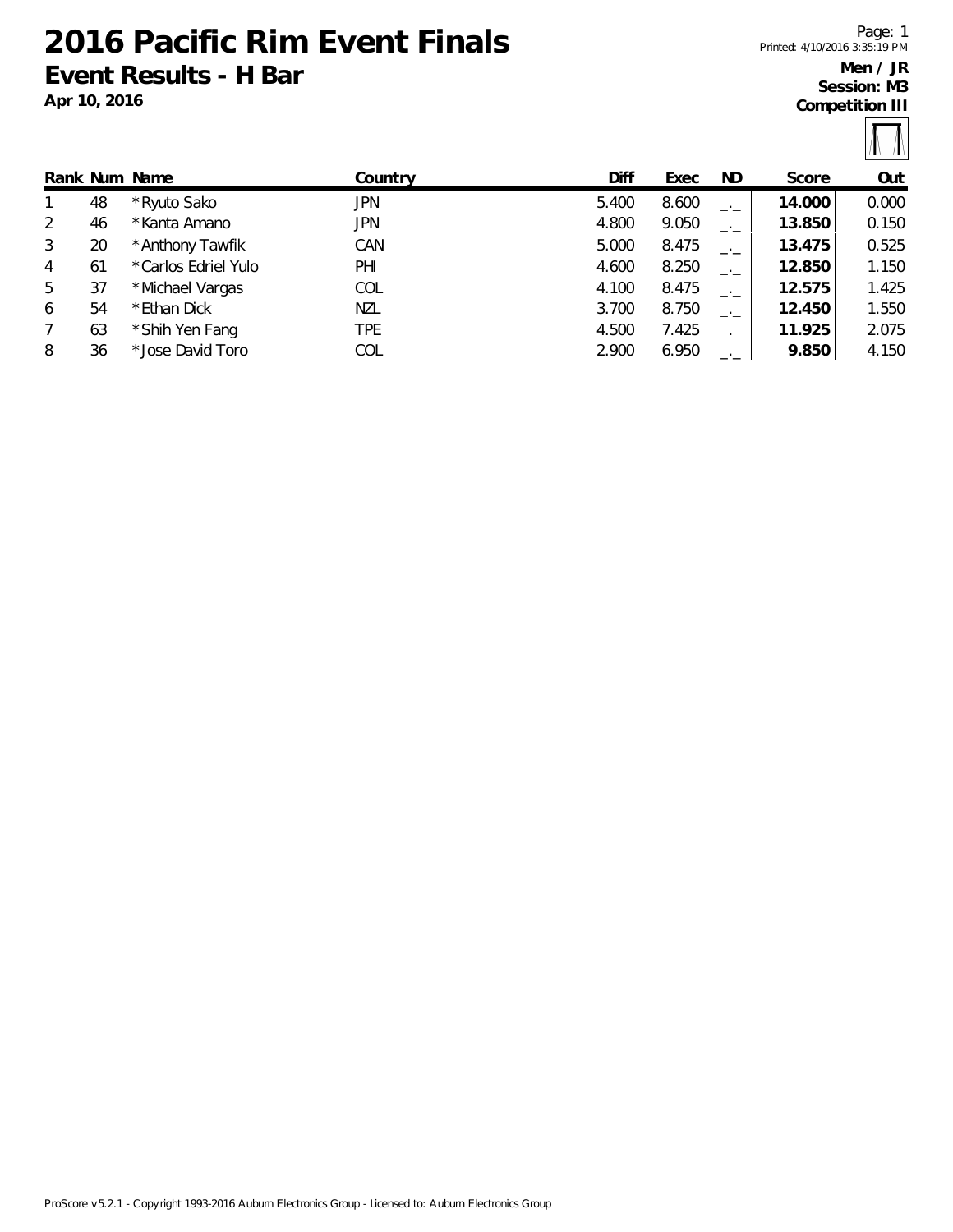# 2016 Pacific Rim Event Finals

## Event Results - H Bar

**Apr 10, 2016**

Page: 1
Printed: 4/10/2016 3:35:19 PM

**Men / JR**
**Session: M3**
**Competition III**

| Rank | Num | Name | Country | Diff | Exec | ND | Score | Out |
|---|---|---|---|---|---|---|---|---|
| 1 | 48 | *Ryuto Sako | JPN | 5.400 | 8.600 | _._ | **14.000** | 0.000 |
| 2 | 46 | *Kanta Amano | JPN | 4.800 | 9.050 | _._ | **13.850** | 0.150 |
| 3 | 20 | *Anthony Tawfik | CAN | 5.000 | 8.475 | _._ | **13.475** | 0.525 |
| 4 | 61 | *Carlos Edriel Yulo | PHI | 4.600 | 8.250 | _._ | **12.850** | 1.150 |
| 5 | 37 | *Michael Vargas | COL | 4.100 | 8.475 | _._ | **12.575** | 1.425 |
| 6 | 54 | *Ethan Dick | NZL | 3.700 | 8.750 | _._ | **12.450** | 1.550 |
| 7 | 63 | *Shih Yen Fang | TPE | 4.500 | 7.425 | _._ | **11.925** | 2.075 |
| 8 | 36 | *Jose David Toro | COL | 2.900 | 6.950 | _._ | **9.850** | 4.150 |

ProScore v5.2.1 - Copyright 1993-2016 Auburn Electronics Group - Licensed to: Auburn Electronics Group